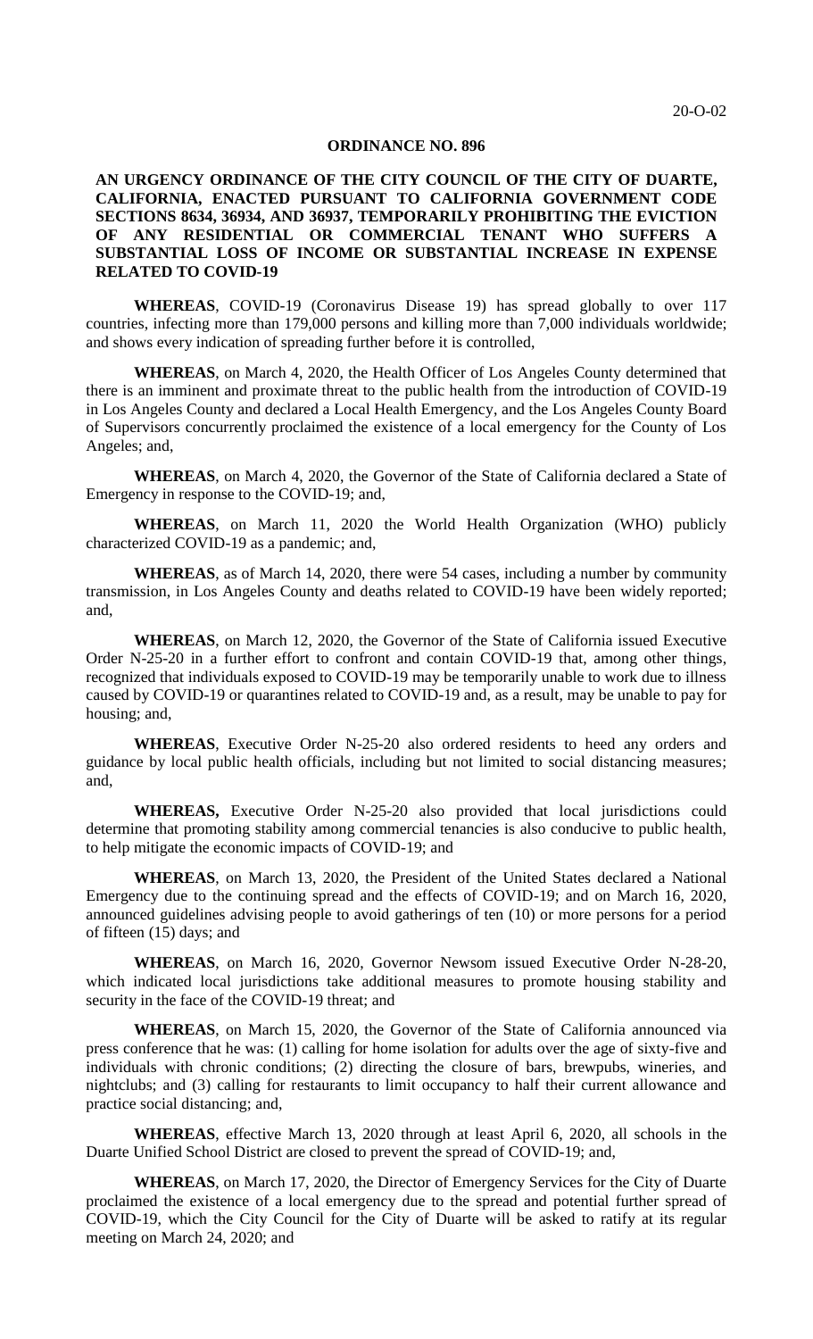20-O-02

**ORDINANCE NO. 896**

**AN URGENCY ORDINANCE OF THE CITY COUNCIL OF THE CITY OF DUARTE, CALIFORNIA, ENACTED PURSUANT TO CALIFORNIA GOVERNMENT CODE SECTIONS 8634, 36934, AND 36937, TEMPORARILY PROHIBITING THE EVICTION OF ANY RESIDENTIAL OR COMMERCIAL TENANT WHO SUFFERS A SUBSTANTIAL LOSS OF INCOME OR SUBSTANTIAL INCREASE IN EXPENSE RELATED TO COVID-19**

**WHEREAS**, COVID-19 (Coronavirus Disease 19) has spread globally to over 117 countries, infecting more than 179,000 persons and killing more than 7,000 individuals worldwide; and shows every indication of spreading further before it is controlled,

**WHEREAS**, on March 4, 2020, the Health Officer of Los Angeles County determined that there is an imminent and proximate threat to the public health from the introduction of COVID-19 in Los Angeles County and declared a Local Health Emergency, and the Los Angeles County Board of Supervisors concurrently proclaimed the existence of a local emergency for the County of Los Angeles; and,

**WHEREAS**, on March 4, 2020, the Governor of the State of California declared a State of Emergency in response to the COVID-19; and,

**WHEREAS**, on March 11, 2020 the World Health Organization (WHO) publicly characterized COVID-19 as a pandemic; and,

**WHEREAS**, as of March 14, 2020, there were 54 cases, including a number by community transmission, in Los Angeles County and deaths related to COVID-19 have been widely reported; and,

**WHEREAS**, on March 12, 2020, the Governor of the State of California issued Executive Order N-25-20 in a further effort to confront and contain COVID-19 that, among other things, recognized that individuals exposed to COVID-19 may be temporarily unable to work due to illness caused by COVID-19 or quarantines related to COVID-19 and, as a result, may be unable to pay for housing; and,

**WHEREAS**, Executive Order N-25-20 also ordered residents to heed any orders and guidance by local public health officials, including but not limited to social distancing measures; and,

**WHEREAS,** Executive Order N-25-20 also provided that local jurisdictions could determine that promoting stability among commercial tenancies is also conducive to public health, to help mitigate the economic impacts of COVID-19; and

**WHEREAS**, on March 13, 2020, the President of the United States declared a National Emergency due to the continuing spread and the effects of COVID-19; and on March 16, 2020, announced guidelines advising people to avoid gatherings of ten (10) or more persons for a period of fifteen (15) days; and

**WHEREAS**, on March 16, 2020, Governor Newsom issued Executive Order N-28-20, which indicated local jurisdictions take additional measures to promote housing stability and security in the face of the COVID-19 threat; and

**WHEREAS**, on March 15, 2020, the Governor of the State of California announced via press conference that he was: (1) calling for home isolation for adults over the age of sixty-five and individuals with chronic conditions; (2) directing the closure of bars, brewpubs, wineries, and nightclubs; and (3) calling for restaurants to limit occupancy to half their current allowance and practice social distancing; and,

**WHEREAS**, effective March 13, 2020 through at least April 6, 2020, all schools in the Duarte Unified School District are closed to prevent the spread of COVID-19; and,

**WHEREAS**, on March 17, 2020, the Director of Emergency Services for the City of Duarte proclaimed the existence of a local emergency due to the spread and potential further spread of COVID-19, which the City Council for the City of Duarte will be asked to ratify at its regular meeting on March 24, 2020; and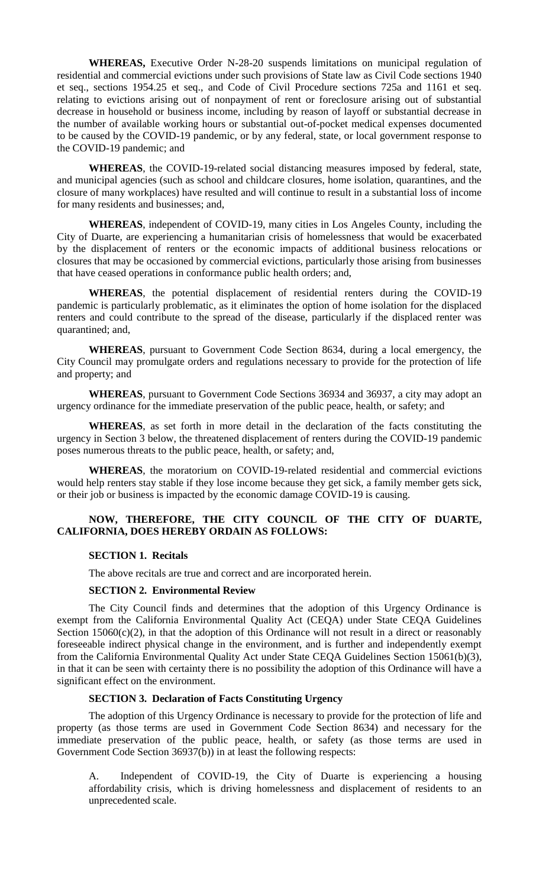**WHEREAS,** Executive Order N-28-20 suspends limitations on municipal regulation of residential and commercial evictions under such provisions of State law as Civil Code sections 1940 et seq., sections 1954.25 et seq., and Code of Civil Procedure sections 725a and 1161 et seq. relating to evictions arising out of nonpayment of rent or foreclosure arising out of substantial decrease in household or business income, including by reason of layoff or substantial decrease in the number of available working hours or substantial out-of-pocket medical expenses documented to be caused by the COVID-19 pandemic, or by any federal, state, or local government response to the COVID-19 pandemic; and

**WHEREAS**, the COVID-19-related social distancing measures imposed by federal, state, and municipal agencies (such as school and childcare closures, home isolation, quarantines, and the closure of many workplaces) have resulted and will continue to result in a substantial loss of income for many residents and businesses; and,

**WHEREAS**, independent of COVID-19, many cities in Los Angeles County, including the City of Duarte, are experiencing a humanitarian crisis of homelessness that would be exacerbated by the displacement of renters or the economic impacts of additional business relocations or closures that may be occasioned by commercial evictions, particularly those arising from businesses that have ceased operations in conformance public health orders; and,

**WHEREAS**, the potential displacement of residential renters during the COVID-19 pandemic is particularly problematic, as it eliminates the option of home isolation for the displaced renters and could contribute to the spread of the disease, particularly if the displaced renter was quarantined; and,

**WHEREAS**, pursuant to Government Code Section 8634, during a local emergency, the City Council may promulgate orders and regulations necessary to provide for the protection of life and property; and

**WHEREAS**, pursuant to Government Code Sections 36934 and 36937, a city may adopt an urgency ordinance for the immediate preservation of the public peace, health, or safety; and

**WHEREAS**, as set forth in more detail in the declaration of the facts constituting the urgency in Section 3 below, the threatened displacement of renters during the COVID-19 pandemic poses numerous threats to the public peace, health, or safety; and,

**WHEREAS**, the moratorium on COVID-19-related residential and commercial evictions would help renters stay stable if they lose income because they get sick, a family member gets sick, or their job or business is impacted by the economic damage COVID-19 is causing.

**NOW, THEREFORE, THE CITY COUNCIL OF THE CITY OF DUARTE, CALIFORNIA, DOES HEREBY ORDAIN AS FOLLOWS:**

**SECTION 1. Recitals**

The above recitals are true and correct and are incorporated herein.

**SECTION 2. Environmental Review**

The City Council finds and determines that the adoption of this Urgency Ordinance is exempt from the California Environmental Quality Act (CEQA) under State CEQA Guidelines Section 15060(c)(2), in that the adoption of this Ordinance will not result in a direct or reasonably foreseeable indirect physical change in the environment, and is further and independently exempt from the California Environmental Quality Act under State CEQA Guidelines Section 15061(b)(3), in that it can be seen with certainty there is no possibility the adoption of this Ordinance will have a significant effect on the environment.

**SECTION 3. Declaration of Facts Constituting Urgency**

The adoption of this Urgency Ordinance is necessary to provide for the protection of life and property (as those terms are used in Government Code Section 8634) and necessary for the immediate preservation of the public peace, health, or safety (as those terms are used in Government Code Section 36937(b)) in at least the following respects:

A. Independent of COVID-19, the City of Duarte is experiencing a housing affordability crisis, which is driving homelessness and displacement of residents to an unprecedented scale.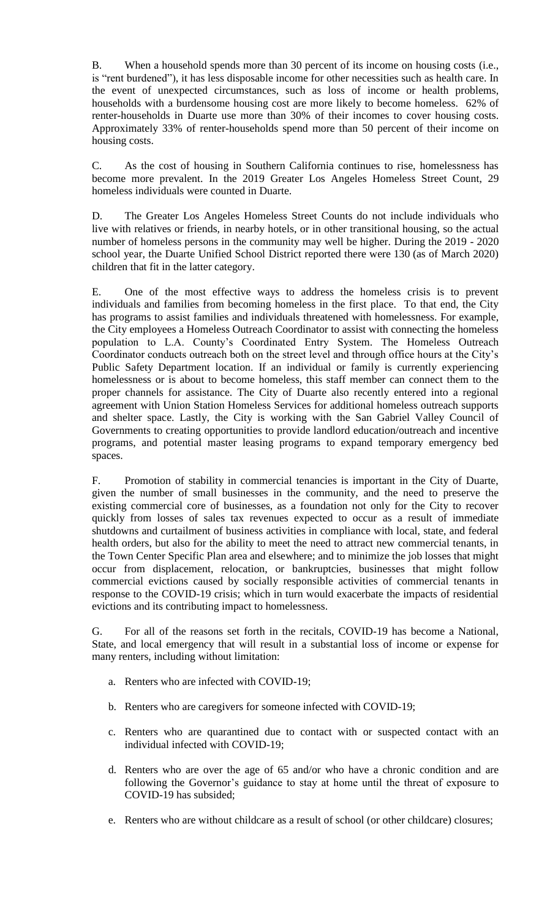B. When a household spends more than 30 percent of its income on housing costs (i.e., is "rent burdened"), it has less disposable income for other necessities such as health care. In the event of unexpected circumstances, such as loss of income or health problems, households with a burdensome housing cost are more likely to become homeless. 62% of renter-households in Duarte use more than 30% of their incomes to cover housing costs. Approximately 33% of renter-households spend more than 50 percent of their income on housing costs.

C. As the cost of housing in Southern California continues to rise, homelessness has become more prevalent. In the 2019 Greater Los Angeles Homeless Street Count, 29 homeless individuals were counted in Duarte.

D. The Greater Los Angeles Homeless Street Counts do not include individuals who live with relatives or friends, in nearby hotels, or in other transitional housing, so the actual number of homeless persons in the community may well be higher. During the 2019 - 2020 school year, the Duarte Unified School District reported there were 130 (as of March 2020) children that fit in the latter category.

E. One of the most effective ways to address the homeless crisis is to prevent individuals and families from becoming homeless in the first place. To that end, the City has programs to assist families and individuals threatened with homelessness. For example, the City employees a Homeless Outreach Coordinator to assist with connecting the homeless population to L.A. County's Coordinated Entry System. The Homeless Outreach Coordinator conducts outreach both on the street level and through office hours at the City's Public Safety Department location. If an individual or family is currently experiencing homelessness or is about to become homeless, this staff member can connect them to the proper channels for assistance. The City of Duarte also recently entered into a regional agreement with Union Station Homeless Services for additional homeless outreach supports and shelter space. Lastly, the City is working with the San Gabriel Valley Council of Governments to creating opportunities to provide landlord education/outreach and incentive programs, and potential master leasing programs to expand temporary emergency bed spaces.

F. Promotion of stability in commercial tenancies is important in the City of Duarte, given the number of small businesses in the community, and the need to preserve the existing commercial core of businesses, as a foundation not only for the City to recover quickly from losses of sales tax revenues expected to occur as a result of immediate shutdowns and curtailment of business activities in compliance with local, state, and federal health orders, but also for the ability to meet the need to attract new commercial tenants, in the Town Center Specific Plan area and elsewhere; and to minimize the job losses that might occur from displacement, relocation, or bankruptcies, businesses that might follow commercial evictions caused by socially responsible activities of commercial tenants in response to the COVID-19 crisis; which in turn would exacerbate the impacts of residential evictions and its contributing impact to homelessness.

G. For all of the reasons set forth in the recitals, COVID-19 has become a National, State, and local emergency that will result in a substantial loss of income or expense for many renters, including without limitation:

a. Renters who are infected with COVID-19;

b. Renters who are caregivers for someone infected with COVID-19;

c. Renters who are quarantined due to contact with or suspected contact with an individual infected with COVID-19;

d. Renters who are over the age of 65 and/or who have a chronic condition and are following the Governor's guidance to stay at home until the threat of exposure to COVID-19 has subsided;

e. Renters who are without childcare as a result of school (or other childcare) closures;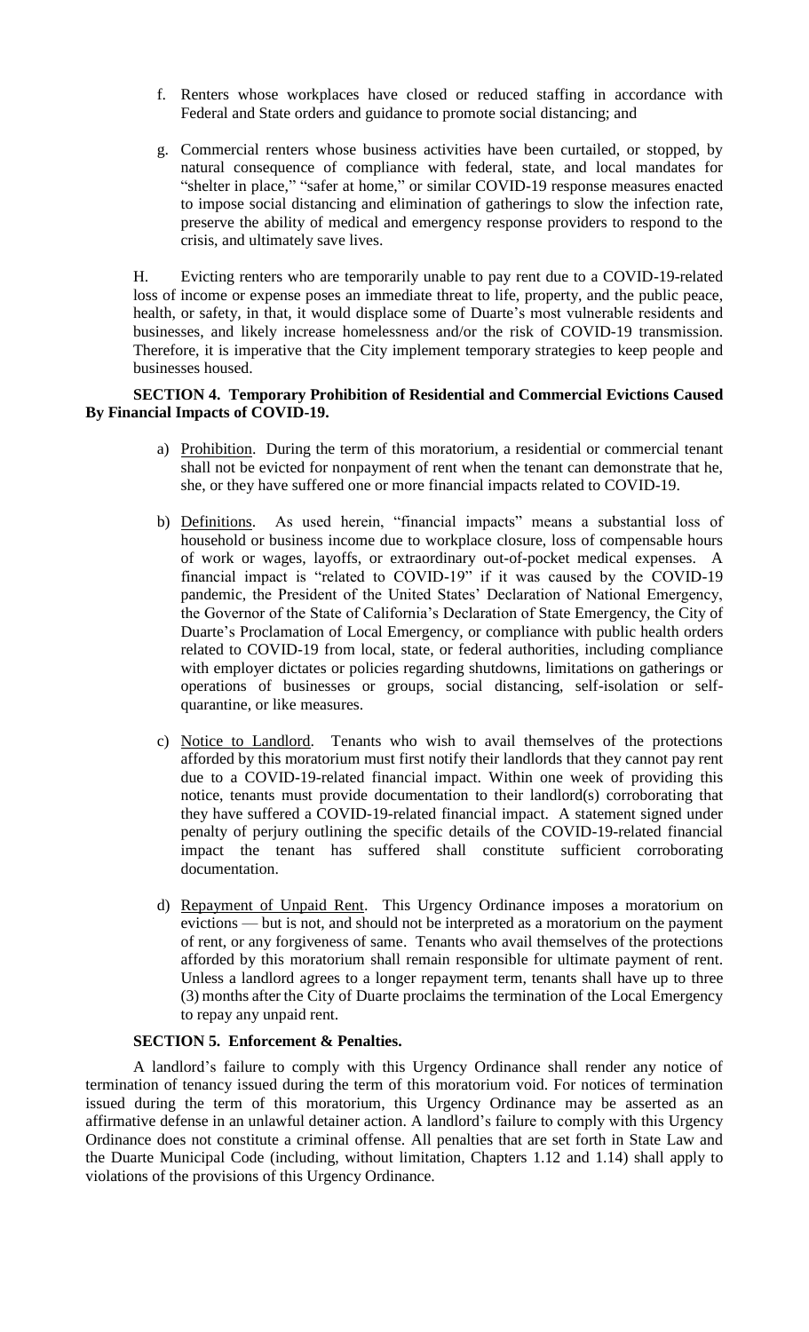f. Renters whose workplaces have closed or reduced staffing in accordance with Federal and State orders and guidance to promote social distancing; and

g. Commercial renters whose business activities have been curtailed, or stopped, by natural consequence of compliance with federal, state, and local mandates for "shelter in place," "safer at home," or similar COVID-19 response measures enacted to impose social distancing and elimination of gatherings to slow the infection rate, preserve the ability of medical and emergency response providers to respond to the crisis, and ultimately save lives.

H. Evicting renters who are temporarily unable to pay rent due to a COVID-19-related loss of income or expense poses an immediate threat to life, property, and the public peace, health, or safety, in that, it would displace some of Duarte's most vulnerable residents and businesses, and likely increase homelessness and/or the risk of COVID-19 transmission. Therefore, it is imperative that the City implement temporary strategies to keep people and businesses housed.

**SECTION 4. Temporary Prohibition of Residential and Commercial Evictions Caused By Financial Impacts of COVID-19.**

a) Prohibition. During the term of this moratorium, a residential or commercial tenant shall not be evicted for nonpayment of rent when the tenant can demonstrate that he, she, or they have suffered one or more financial impacts related to COVID-19.

b) Definitions. As used herein, "financial impacts" means a substantial loss of household or business income due to workplace closure, loss of compensable hours of work or wages, layoffs, or extraordinary out-of-pocket medical expenses. A financial impact is "related to COVID-19" if it was caused by the COVID-19 pandemic, the President of the United States' Declaration of National Emergency, the Governor of the State of California's Declaration of State Emergency, the City of Duarte's Proclamation of Local Emergency, or compliance with public health orders related to COVID-19 from local, state, or federal authorities, including compliance with employer dictates or policies regarding shutdowns, limitations on gatherings or operations of businesses or groups, social distancing, self-isolation or self-quarantine, or like measures.

c) Notice to Landlord. Tenants who wish to avail themselves of the protections afforded by this moratorium must first notify their landlords that they cannot pay rent due to a COVID-19-related financial impact. Within one week of providing this notice, tenants must provide documentation to their landlord(s) corroborating that they have suffered a COVID-19-related financial impact. A statement signed under penalty of perjury outlining the specific details of the COVID-19-related financial impact the tenant has suffered shall constitute sufficient corroborating documentation.

d) Repayment of Unpaid Rent. This Urgency Ordinance imposes a moratorium on evictions — but is not, and should not be interpreted as a moratorium on the payment of rent, or any forgiveness of same. Tenants who avail themselves of the protections afforded by this moratorium shall remain responsible for ultimate payment of rent. Unless a landlord agrees to a longer repayment term, tenants shall have up to three (3) months after the City of Duarte proclaims the termination of the Local Emergency to repay any unpaid rent.

**SECTION 5. Enforcement & Penalties.**

A landlord's failure to comply with this Urgency Ordinance shall render any notice of termination of tenancy issued during the term of this moratorium void. For notices of termination issued during the term of this moratorium, this Urgency Ordinance may be asserted as an affirmative defense in an unlawful detainer action. A landlord's failure to comply with this Urgency Ordinance does not constitute a criminal offense. All penalties that are set forth in State Law and the Duarte Municipal Code (including, without limitation, Chapters 1.12 and 1.14) shall apply to violations of the provisions of this Urgency Ordinance.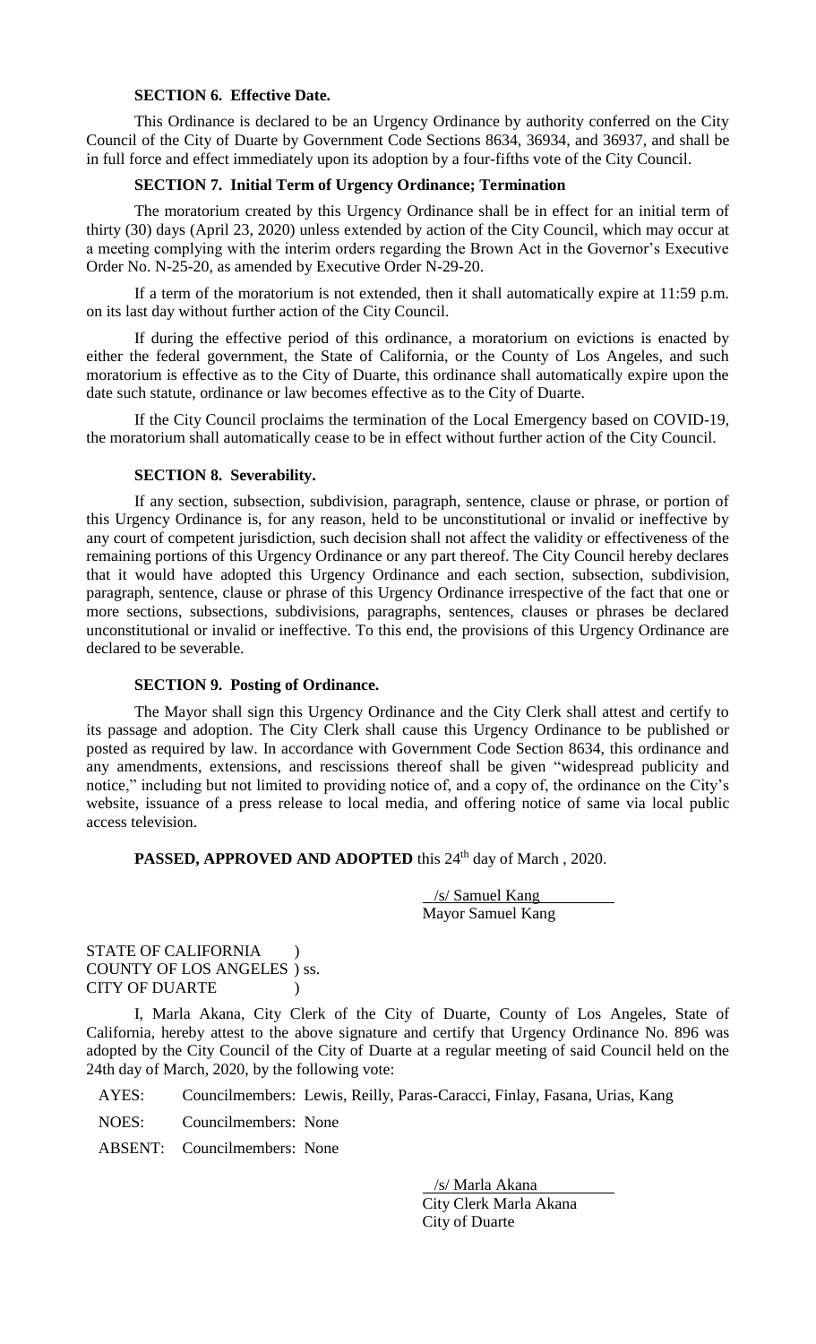**SECTION 6. Effective Date.**

This Ordinance is declared to be an Urgency Ordinance by authority conferred on the City Council of the City of Duarte by Government Code Sections 8634, 36934, and 36937, and shall be in full force and effect immediately upon its adoption by a four-fifths vote of the City Council.

**SECTION 7. Initial Term of Urgency Ordinance; Termination**

The moratorium created by this Urgency Ordinance shall be in effect for an initial term of thirty (30) days (April 23, 2020) unless extended by action of the City Council, which may occur at a meeting complying with the interim orders regarding the Brown Act in the Governor's Executive Order No. N-25-20, as amended by Executive Order N-29-20.

If a term of the moratorium is not extended, then it shall automatically expire at 11:59 p.m. on its last day without further action of the City Council.

If during the effective period of this ordinance, a moratorium on evictions is enacted by either the federal government, the State of California, or the County of Los Angeles, and such moratorium is effective as to the City of Duarte, this ordinance shall automatically expire upon the date such statute, ordinance or law becomes effective as to the City of Duarte.

If the City Council proclaims the termination of the Local Emergency based on COVID-19, the moratorium shall automatically cease to be in effect without further action of the City Council.

**SECTION 8. Severability.**

If any section, subsection, subdivision, paragraph, sentence, clause or phrase, or portion of this Urgency Ordinance is, for any reason, held to be unconstitutional or invalid or ineffective by any court of competent jurisdiction, such decision shall not affect the validity or effectiveness of the remaining portions of this Urgency Ordinance or any part thereof. The City Council hereby declares that it would have adopted this Urgency Ordinance and each section, subsection, subdivision, paragraph, sentence, clause or phrase of this Urgency Ordinance irrespective of the fact that one or more sections, subsections, subdivisions, paragraphs, sentences, clauses or phrases be declared unconstitutional or invalid or ineffective. To this end, the provisions of this Urgency Ordinance are declared to be severable.

**SECTION 9. Posting of Ordinance.**

The Mayor shall sign this Urgency Ordinance and the City Clerk shall attest and certify to its passage and adoption. The City Clerk shall cause this Urgency Ordinance to be published or posted as required by law. In accordance with Government Code Section 8634, this ordinance and any amendments, extensions, and rescissions thereof shall be given "widespread publicity and notice," including but not limited to providing notice of, and a copy of, the ordinance on the City's website, issuance of a press release to local media, and offering notice of same via local public access television.

**PASSED, APPROVED AND ADOPTED** this 24th day of March , 2020.

/s/ Samuel Kang
Mayor Samuel Kang

STATE OF CALIFORNIA )
COUNTY OF LOS ANGELES ) ss.
CITY OF DUARTE )

I, Marla Akana, City Clerk of the City of Duarte, County of Los Angeles, State of California, hereby attest to the above signature and certify that Urgency Ordinance No. 896 was adopted by the City Council of the City of Duarte at a regular meeting of said Council held on the 24th day of March, 2020, by the following vote:

AYES: Councilmembers: Lewis, Reilly, Paras-Caracci, Finlay, Fasana, Urias, Kang

NOES: Councilmembers: None

ABSENT: Councilmembers: None

/s/ Marla Akana
City Clerk Marla Akana
City of Duarte